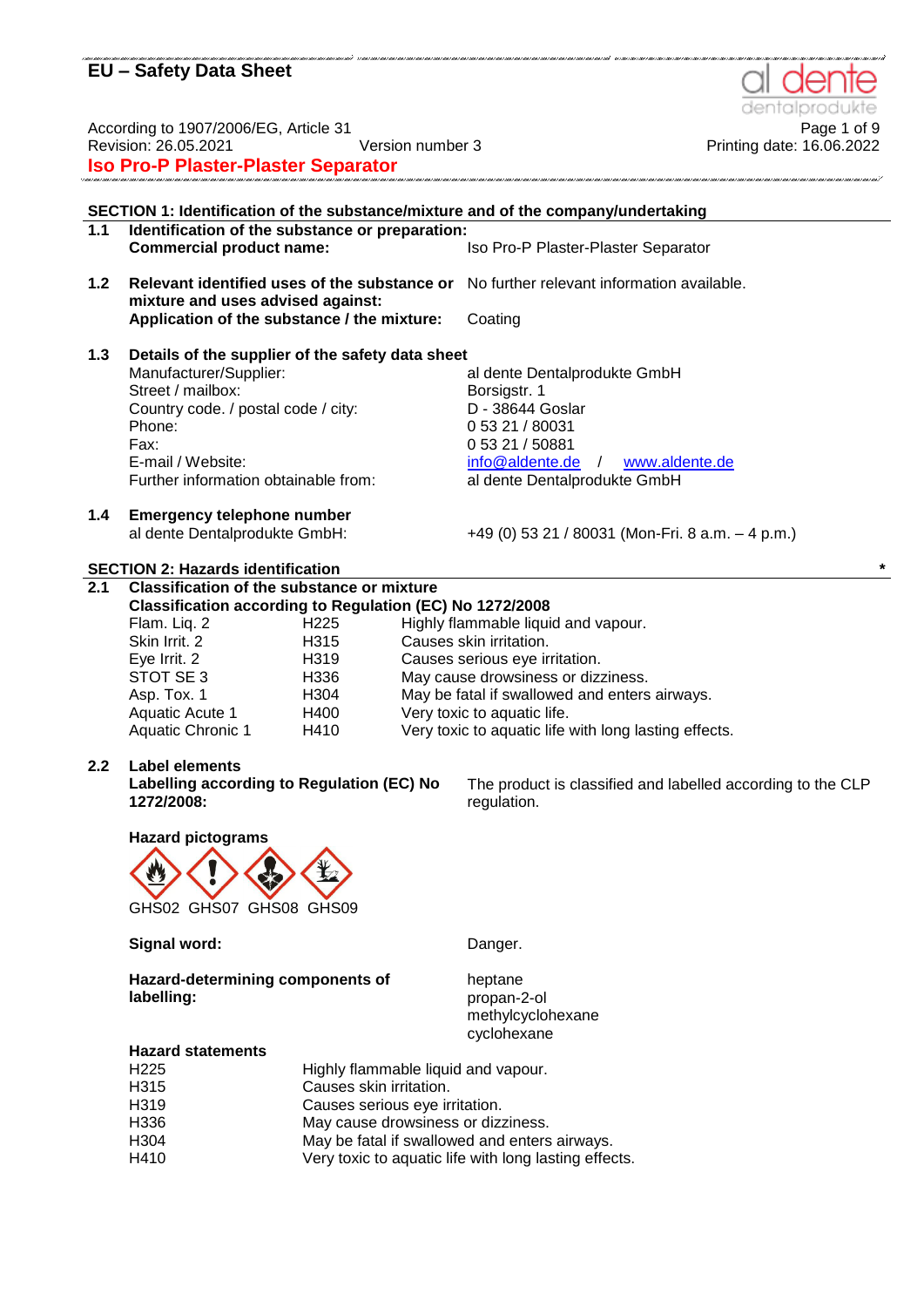# EU – Safety Data Sheet

According to 1907/2006/EG, Article 31
Revision: 26.05.2021 Version number 3

**Iso Pro-P Plaster-Plaster Separator**

## SECTION 1: Identification of the substance/mixture and of the company/undertaking

**1.1 Identification of the substance or preparation:**

**Commercial product name:** Iso Pro-P Plaster-Plaster Separator

**1.2 Relevant identified uses of the substance or mixture and uses advised against:** No further relevant information available.

**Application of the substance / the mixture:** Coating

**1.3 Details of the supplier of the safety data sheet**

| | |
|---|---|
| Manufacturer/Supplier: | al dente Dentalprodukte GmbH |
| Street / mailbox: | Borsigstr. 1 |
| Country code. / postal code / city: | D - 38644 Goslar |
| Phone: | 0 53 21 / 80031 |
| Fax: | 0 53 21 / 50881 |
| E-mail / Website: | info@aldente.de / www.aldente.de |
| Further information obtainable from: | al dente Dentalprodukte GmbH |

**1.4 Emergency telephone number**

al dente Dentalprodukte GmbH: +49 (0) 53 21 / 80031 (Mon-Fri. 8 a.m. – 4 p.m.)

## SECTION 2: Hazards identification *

**2.1 Classification of the substance or mixture**

**Classification according to Regulation (EC) No 1272/2008**

| | | |
|---|---|---|
| Flam. Liq. 2 | H225 | Highly flammable liquid and vapour. |
| Skin Irrit. 2 | H315 | Causes skin irritation. |
| Eye Irrit. 2 | H319 | Causes serious eye irritation. |
| STOT SE 3 | H336 | May cause drowsiness or dizziness. |
| Asp. Tox. 1 | H304 | May be fatal if swallowed and enters airways. |
| Aquatic Acute 1 | H400 | Very toxic to aquatic life. |
| Aquatic Chronic 1 | H410 | Very toxic to aquatic life with long lasting effects. |

**2.2 Label elements**

**Labelling according to Regulation (EC) No 1272/2008:** The product is classified and labelled according to the CLP regulation.

**Hazard pictograms**

GHS02 GHS07 GHS08 GHS09

**Signal word:** Danger.

**Hazard-determining components of labelling:**
heptane
propan-2-ol
methylcyclohexane
cyclohexane

**Hazard statements**

| | |
|---|---|
| H225 | Highly flammable liquid and vapour. |
| H315 | Causes skin irritation. |
| H319 | Causes serious eye irritation. |
| H336 | May cause drowsiness or dizziness. |
| H304 | May be fatal if swallowed and enters airways. |
| H410 | Very toxic to aquatic life with long lasting effects. |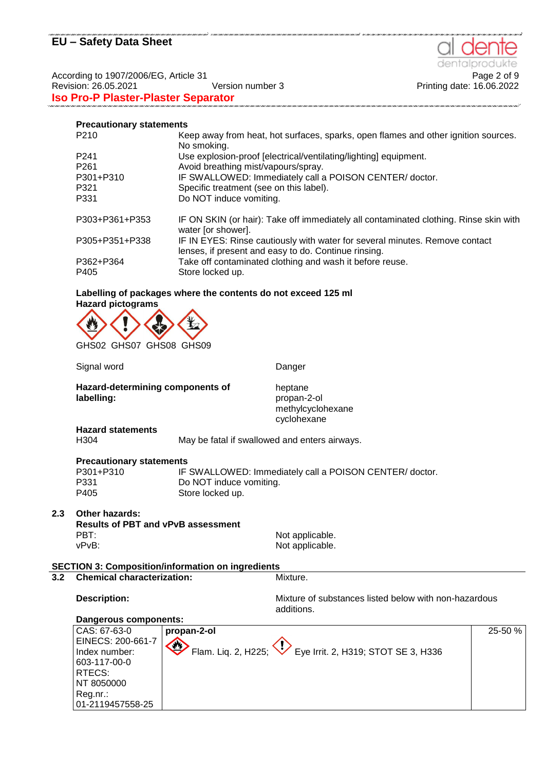**Precautionary statements**

| | |
|---|---|
| P210 | Keep away from heat, hot surfaces, sparks, open flames and other ignition sources. No smoking. |
| P241 | Use explosion-proof [electrical/ventilating/lighting] equipment. |
| P261 | Avoid breathing mist/vapours/spray. |
| P301+P310 | IF SWALLOWED: Immediately call a POISON CENTER/ doctor. |
| P321 | Specific treatment (see on this label). |
| P331 | Do NOT induce vomiting. |
| P303+P361+P353 | IF ON SKIN (or hair): Take off immediately all contaminated clothing. Rinse skin with water [or shower]. |
| P305+P351+P338 | IF IN EYES: Rinse cautiously with water for several minutes. Remove contact lenses, if present and easy to do. Continue rinsing. |
| P362+P364 | Take off contaminated clothing and wash it before reuse. |
| P405 | Store locked up. |

**Labelling of packages where the contents do not exceed 125 ml**

**Hazard pictograms**

GHS02 GHS07 GHS08 GHS09

Signal word: Danger

**Hazard-determining components of labelling:**
heptane
propan-2-ol
methylcyclohexane
cyclohexane

**Hazard statements**

H304 May be fatal if swallowed and enters airways.

**Precautionary statements**

| | |
|---|---|
| P301+P310 | IF SWALLOWED: Immediately call a POISON CENTER/ doctor. |
| P331 | Do NOT induce vomiting. |
| P405 | Store locked up. |

**2.3 Other hazards:**

**Results of PBT and vPvB assessment**

PBT: Not applicable.
vPvB: Not applicable.

## SECTION 3: Composition/information on ingredients

**3.2 Chemical characterization:** Mixture.

**Description:** Mixture of substances listed below with non-hazardous additions.

**Dangerous components:**

| Identifiers | Component | % |
|---|---|---|
| CAS: 67-63-0<br>EINECS: 200-661-7<br>Index number: 603-117-00-0<br>RTECS: NT 8050000<br>Reg.nr.: 01-2119457558-25 | **propan-2-ol**<br>Flam. Liq. 2, H225; Eye Irrit. 2, H319; STOT SE 3, H336 | 25-50 % |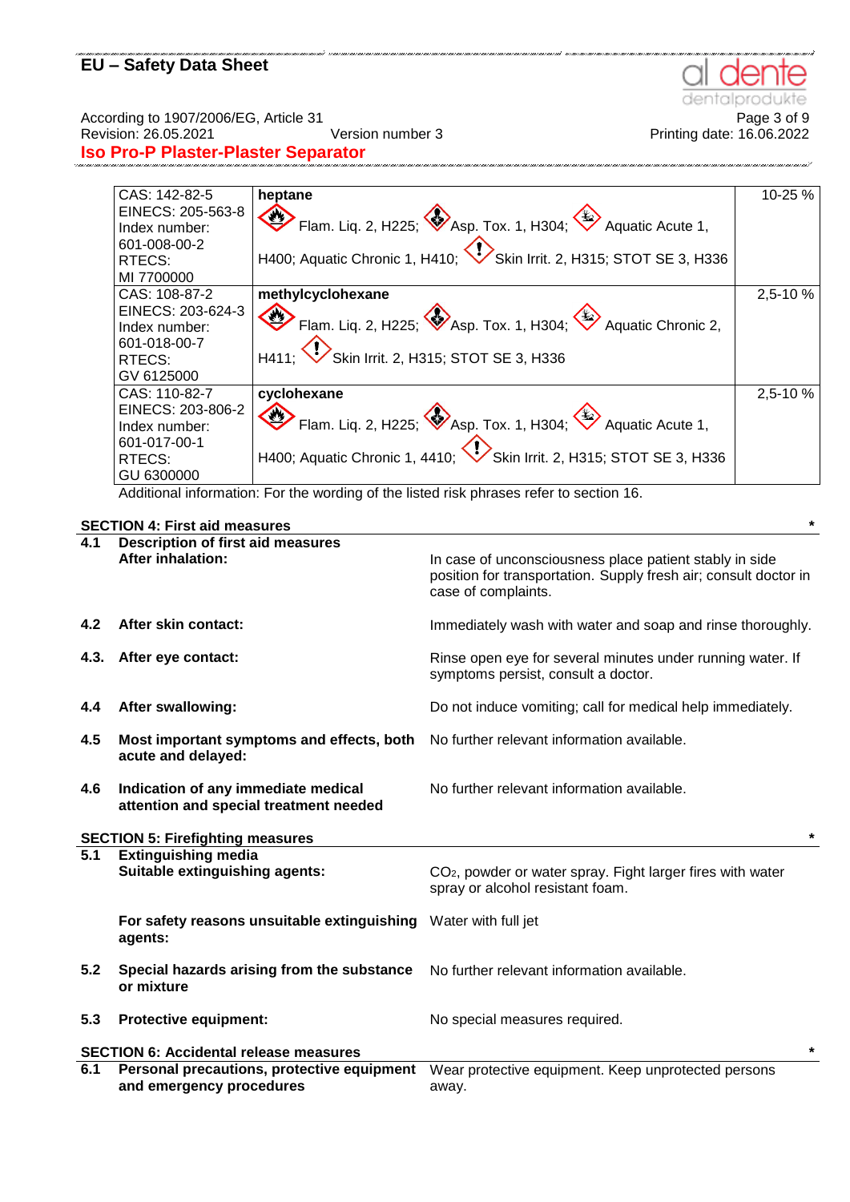| | | |
|---|---|---|
| CAS: 142-82-5<br>EINECS: 205-563-8<br>Index number: 601-008-00-2<br>RTECS: MI 7700000 | **heptane**<br>Flam. Liq. 2, H225; Asp. Tox. 1, H304; Aquatic Acute 1, H400; Aquatic Chronic 1, H410; Skin Irrit. 2, H315; STOT SE 3, H336 | 10-25 % |
| CAS: 108-87-2<br>EINECS: 203-624-3<br>Index number: 601-018-00-7<br>RTECS: GV 6125000 | **methylcyclohexane**<br>Flam. Liq. 2, H225; Asp. Tox. 1, H304; Aquatic Chronic 2, H411; Skin Irrit. 2, H315; STOT SE 3, H336 | 2,5-10 % |
| CAS: 110-82-7<br>EINECS: 203-806-2<br>Index number: 601-017-00-1<br>RTECS: GU 6300000 | **cyclohexane**<br>Flam. Liq. 2, H225; Asp. Tox. 1, H304; Aquatic Acute 1, H400; Aquatic Chronic 1, 4410; Skin Irrit. 2, H315; STOT SE 3, H336 | 2,5-10 % |

Additional information: For the wording of the listed risk phrases refer to section 16.

## SECTION 4: First aid measures *

**4.1 Description of first aid measures**

**After inhalation:** In case of unconsciousness place patient stably in side position for transportation. Supply fresh air; consult doctor in case of complaints.

**4.2 After skin contact:** Immediately wash with water and soap and rinse thoroughly.

**4.3. After eye contact:** Rinse open eye for several minutes under running water. If symptoms persist, consult a doctor.

**4.4 After swallowing:** Do not induce vomiting; call for medical help immediately.

**4.5 Most important symptoms and effects, both acute and delayed:** No further relevant information available.

**4.6 Indication of any immediate medical attention and special treatment needed** No further relevant information available.

## SECTION 5: Firefighting measures *

**5.1 Extinguishing media**

**Suitable extinguishing agents:** $CO_2$, powder or water spray. Fight larger fires with water spray or alcohol resistant foam.

**For safety reasons unsuitable extinguishing agents:** Water with full jet

**5.2 Special hazards arising from the substance or mixture** No further relevant information available.

**5.3 Protective equipment:** No special measures required.

## SECTION 6: Accidental release measures *

**6.1 Personal precautions, protective equipment and emergency procedures** Wear protective equipment. Keep unprotected persons away.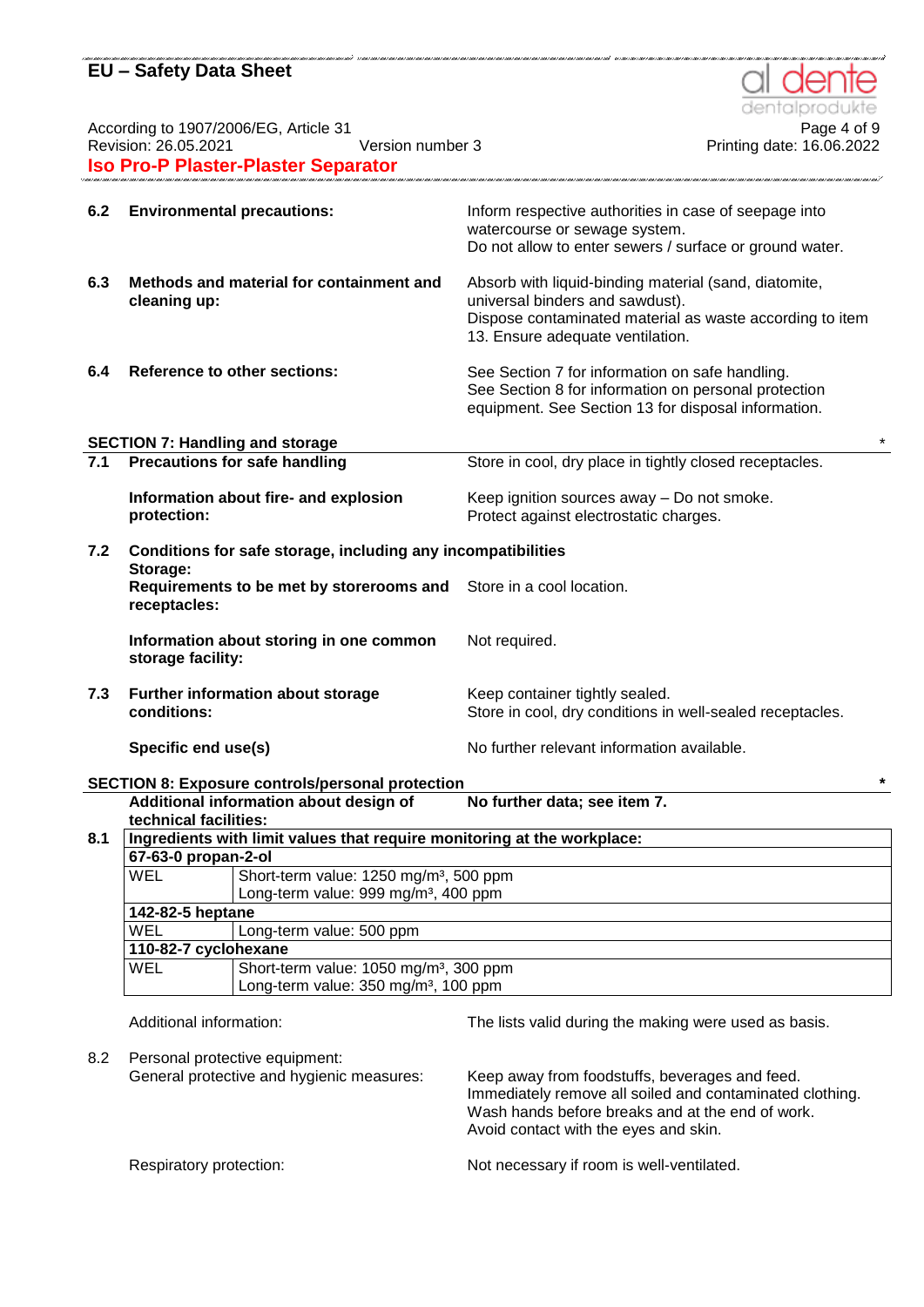**6.2 Environmental precautions:**

Inform respective authorities in case of seepage into watercourse or sewage system.
Do not allow to enter sewers / surface or ground water.

**6.3 Methods and material for containment and cleaning up:**

Absorb with liquid-binding material (sand, diatomite, universal binders and sawdust).
Dispose contaminated material as waste according to item 13. Ensure adequate ventilation.

**6.4 Reference to other sections:**

See Section 7 for information on safe handling.
See Section 8 for information on personal protection equipment. See Section 13 for disposal information.

## SECTION 7: Handling and storage *

**7.1 Precautions for safe handling**

Store in cool, dry place in tightly closed receptacles.

**Information about fire- and explosion protection:**

Keep ignition sources away – Do not smoke.
Protect against electrostatic charges.

**7.2 Conditions for safe storage, including any incompatibilities**

**Storage:**

**Requirements to be met by storerooms and receptacles:**

Store in a cool location.

**Information about storing in one common storage facility:**

Not required.

**7.3 Further information about storage conditions:**

Keep container tightly sealed.
Store in cool, dry conditions in well-sealed receptacles.

**Specific end use(s)**

No further relevant information available.

## SECTION 8: Exposure controls/personal protection *

**Additional information about design of technical facilities:**

**No further data; see item 7.**

**8.1 Ingredients with limit values that require monitoring at the workplace:**

| **67-63-0 propan-2-ol** | |
|---|---|
| WEL | Short-term value: 1250 mg/m³, 500 ppm<br>Long-term value: 999 mg/m³, 400 ppm |
| **142-82-5 heptane** | |
| WEL | Long-term value: 500 ppm |
| **110-82-7 cyclohexane** | |
| WEL | Short-term value: 1050 mg/m³, 300 ppm<br>Long-term value: 350 mg/m³, 100 ppm |

Additional information:

The lists valid during the making were used as basis.

8.2 Personal protective equipment:

General protective and hygienic measures:

Keep away from foodstuffs, beverages and feed.
Immediately remove all soiled and contaminated clothing.
Wash hands before breaks and at the end of work.
Avoid contact with the eyes and skin.

Respiratory protection:

Not necessary if room is well-ventilated.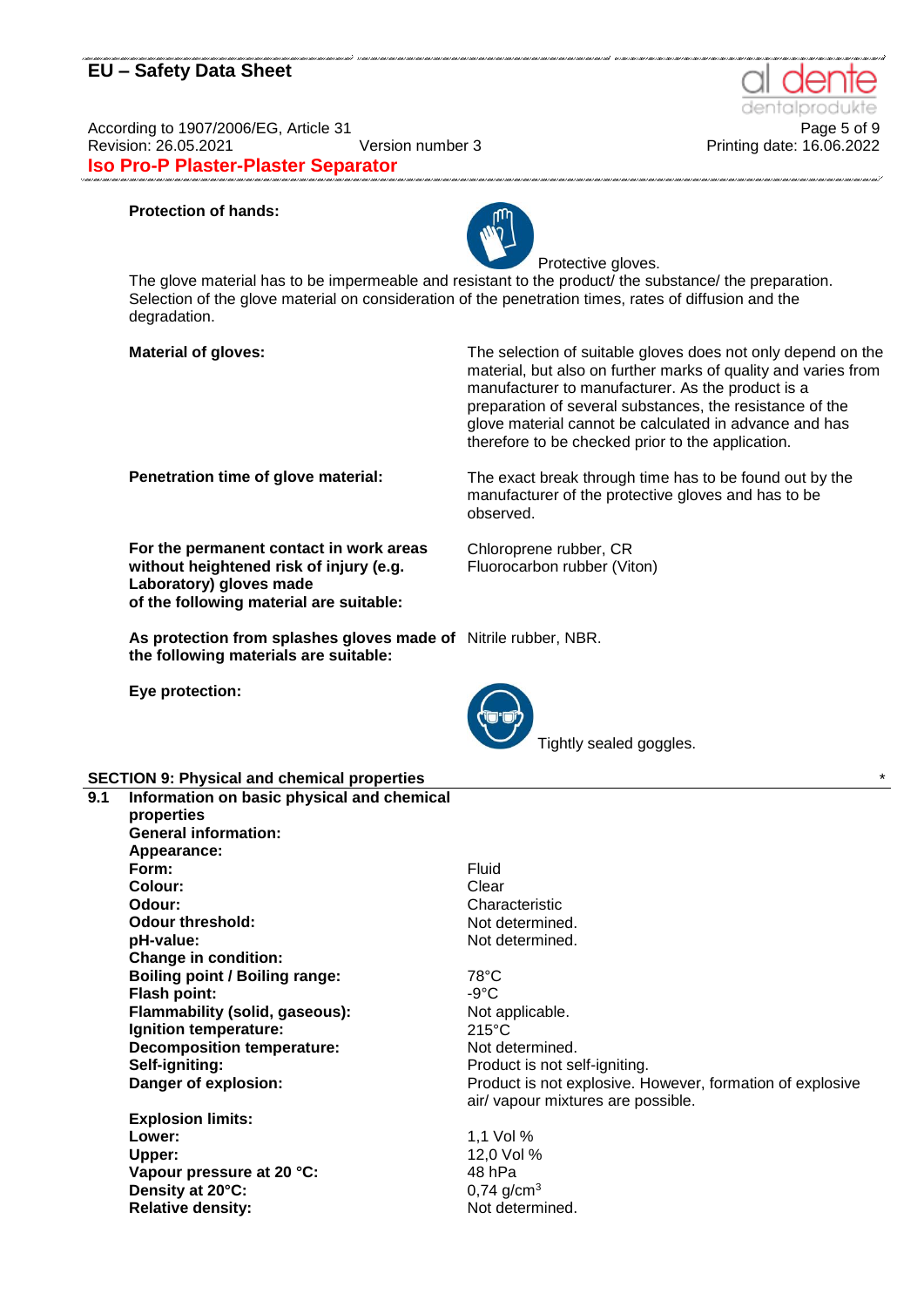**Protection of hands:**

Protective gloves.

The glove material has to be impermeable and resistant to the product/ the substance/ the preparation.
Selection of the glove material on consideration of the penetration times, rates of diffusion and the degradation.

| | |
|---|---|
| **Material of gloves:** | The selection of suitable gloves does not only depend on the material, but also on further marks of quality and varies from manufacturer to manufacturer. As the product is a preparation of several substances, the resistance of the glove material cannot be calculated in advance and has therefore to be checked prior to the application. |
| **Penetration time of glove material:** | The exact break through time has to be found out by the manufacturer of the protective gloves and has to be observed. |
| **For the permanent contact in work areas without heightened risk of injury (e.g. Laboratory) gloves made of the following material are suitable:** | Chloroprene rubber, CR<br>Fluorocarbon rubber (Viton) |
| **As protection from splashes gloves made of the following materials are suitable:** | Nitrile rubber, NBR. |

**Eye protection:**

Tightly sealed goggles.

## SECTION 9: Physical and chemical properties *

**9.1 Information on basic physical and chemical properties**

| | |
|---|---|
| **General information:** | |
| **Appearance:** | |
| **Form:** | Fluid |
| **Colour:** | Clear |
| **Odour:** | Characteristic |
| **Odour threshold:** | Not determined. |
| **pH-value:** | Not determined. |
| **Change in condition:** | |
| **Boiling point / Boiling range:** | 78°C |
| **Flash point:** | -9°C |
| **Flammability (solid, gaseous):** | Not applicable. |
| **Ignition temperature:** | 215°C |
| **Decomposition temperature:** | Not determined. |
| **Self-igniting:** | Product is not self-igniting. |
| **Danger of explosion:** | Product is not explosive. However, formation of explosive air/ vapour mixtures are possible. |
| **Explosion limits:** | |
| **Lower:** | 1,1 Vol % |
| **Upper:** | 12,0 Vol % |
| **Vapour pressure at 20 °C:** | 48 hPa |
| **Density at 20°C:** | 0,74 g/cm$^3$ |
| **Relative density:** | Not determined. |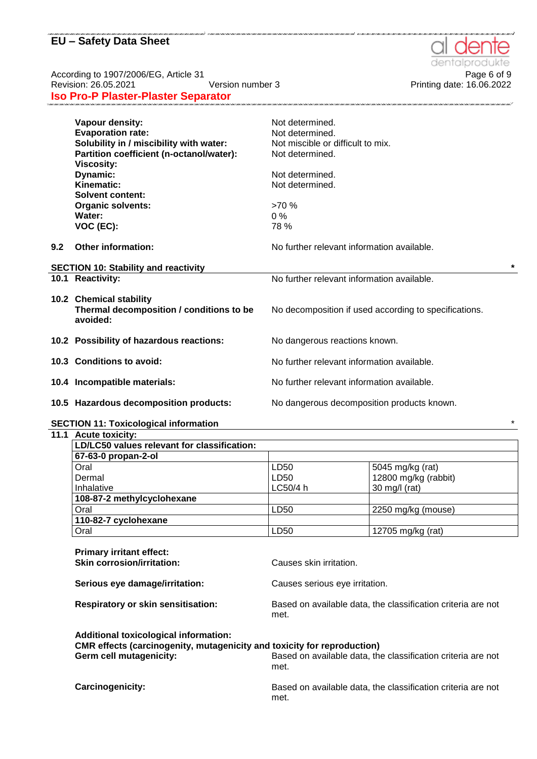| | |
|---|---|
| **Vapour density:** | Not determined. |
| **Evaporation rate:** | Not determined. |
| **Solubility in / miscibility with water:** | Not miscible or difficult to mix. |
| **Partition coefficient (n-octanol/water):** | Not determined. |
| **Viscosity:** | |
| **Dynamic:** | Not determined. |
| **Kinematic:** | Not determined. |
| **Solvent content:** | |
| **Organic solvents:** | >70 % |
| **Water:** | 0 % |
| **VOC (EC):** | 78 % |

**9.2 Other information:** No further relevant information available.

## SECTION 10: Stability and reactivity *

**10.1 Reactivity:** No further relevant information available.

**10.2 Chemical stability**
**Thermal decomposition / conditions to be avoided:** No decomposition if used according to specifications.

**10.2 Possibility of hazardous reactions:** No dangerous reactions known.

**10.3 Conditions to avoid:** No further relevant information available.

**10.4 Incompatible materials:** No further relevant information available.

**10.5 Hazardous decomposition products:** No dangerous decomposition products known.

## SECTION 11: Toxicological information *

**11.1 Acute toxicity:**

| **LD/LC50 values relevant for classification:** | | |
|---|---|---|
| **67-63-0 propan-2-ol** | | |
| Oral | LD50 | 5045 mg/kg (rat) |
| Dermal | LD50 | 12800 mg/kg (rabbit) |
| Inhalative | LC50/4 h | 30 mg/l (rat) |
| **108-87-2 methylcyclohexane** | | |
| Oral | LD50 | 2250 mg/kg (mouse) |
| **110-82-7 cyclohexane** | | |
| Oral | LD50 | 12705 mg/kg (rat) |

**Primary irritant effect:**
**Skin corrosion/irritation:** Causes skin irritation.

**Serious eye damage/irritation:** Causes serious eye irritation.

**Respiratory or skin sensitisation:** Based on available data, the classification criteria are not met.

**Additional toxicological information:**
**CMR effects (carcinogenity, mutagenicity and toxicity for reproduction)**
**Germ cell mutagenicity:** Based on available data, the classification criteria are not met.

**Carcinogenicity:** Based on available data, the classification criteria are not met.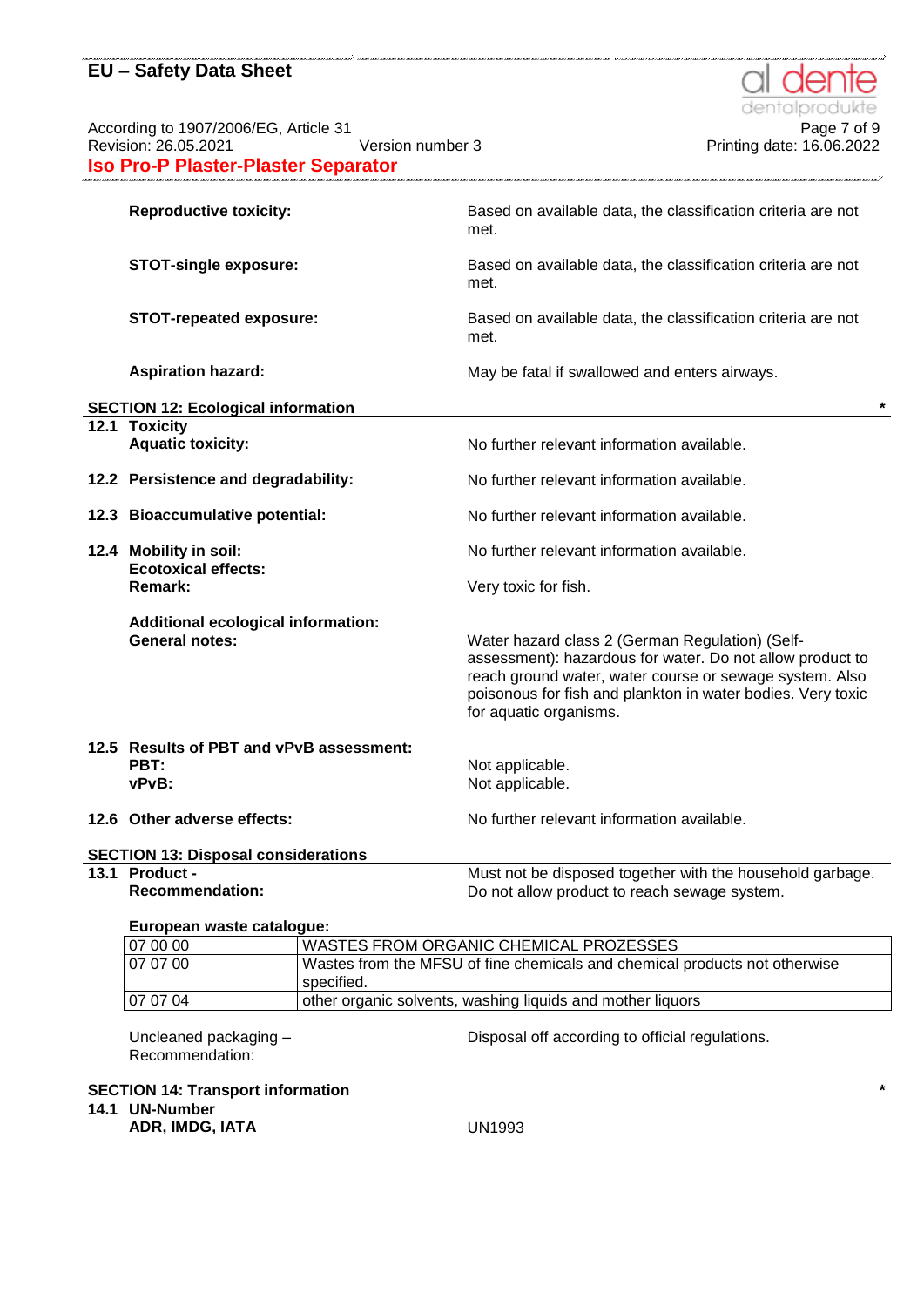**Reproductive toxicity:** Based on available data, the classification criteria are not met.

**STOT-single exposure:** Based on available data, the classification criteria are not met.

**STOT-repeated exposure:** Based on available data, the classification criteria are not met.

**Aspiration hazard:** May be fatal if swallowed and enters airways.

## SECTION 12: Ecological information *

**12.1 Toxicity**

**Aquatic toxicity:** No further relevant information available.

**12.2 Persistence and degradability:** No further relevant information available.

**12.3 Bioaccumulative potential:** No further relevant information available.

**12.4 Mobility in soil:** No further relevant information available.

**Ecotoxical effects:**

**Remark:** Very toxic for fish.

**Additional ecological information:**

**General notes:** Water hazard class 2 (German Regulation) (Self-assessment): hazardous for water. Do not allow product to reach ground water, water course or sewage system. Also poisonous for fish and plankton in water bodies. Very toxic for aquatic organisms.

**12.5 Results of PBT and vPvB assessment:**

**PBT:** Not applicable.

**vPvB:** Not applicable.

**12.6 Other adverse effects:** No further relevant information available.

## SECTION 13: Disposal considerations

**13.1 Product - Recommendation:** Must not be disposed together with the household garbage. Do not allow product to reach sewage system.

**European waste catalogue:**

| | |
|---|---|
| 07 00 00 | WASTES FROM ORGANIC CHEMICAL PROZESSES |
| 07 07 00 | Wastes from the MFSU of fine chemicals and chemical products not otherwise specified. |
| 07 07 04 | other organic solvents, washing liquids and mother liquors |

Uncleaned packaging – Recommendation: Disposal off according to official regulations.

## SECTION 14: Transport information *

**14.1 UN-Number**

**ADR, IMDG, IATA** UN1993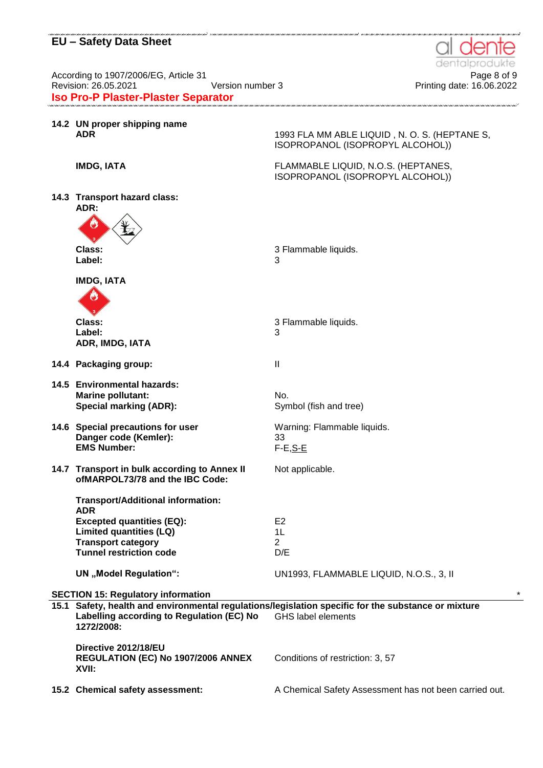**14.2 UN proper shipping name**

| | |
|---|---|
| **ADR** | 1993 FLA MM ABLE LIQUID , N. O. S. (HEPTANE S, ISOPROPANOL (ISOPROPYL ALCOHOL)) |
| **IMDG, IATA** | FLAMMABLE LIQUID, N.O.S. (HEPTANES, ISOPROPANOL (ISOPROPYL ALCOHOL)) |

**14.3 Transport hazard class:**

**ADR:**

| | |
|---|---|
| **Class:** | 3 Flammable liquids. |
| **Label:** | 3 |

**IMDG, IATA**

| | |
|---|---|
| **Class:** | 3 Flammable liquids. |
| **Label:** | 3 |

**ADR, IMDG, IATA**

| | |
|---|---|
| **14.4 Packaging group:** | II |
| **14.5 Environmental hazards:** | |
| **Marine pollutant:** | No. |
| **Special marking (ADR):** | Symbol (fish and tree) |
| **14.6 Special precautions for user** | Warning: Flammable liquids. |
| **Danger code (Kemler):** | 33 |
| **EMS Number:** | F-E,S-E |
| **14.7 Transport in bulk according to Annex II ofMARPOL73/78 and the IBC Code:** | Not applicable. |

**Transport/Additional information:**

**ADR**

| | |
|---|---|
| **Excepted quantities (EQ):** | E2 |
| **Limited quantities (LQ)** | 1L |
| **Transport category** | 2 |
| **Tunnel restriction code** | D/E |
| **UN „Model Regulation":** | UN1993, FLAMMABLE LIQUID, N.O.S., 3, II |

## SECTION 15: Regulatory information *

**15.1 Safety, health and environmental regulations/legislation specific for the substance or mixture**

| | |
|---|---|
| **Labelling according to Regulation (EC) No 1272/2008:** | GHS label elements |
| **Directive 2012/18/EU** | |
| **REGULATION (EC) No 1907/2006 ANNEX XVII:** | Conditions of restriction: 3, 57 |
| **15.2 Chemical safety assessment:** | A Chemical Safety Assessment has not been carried out. |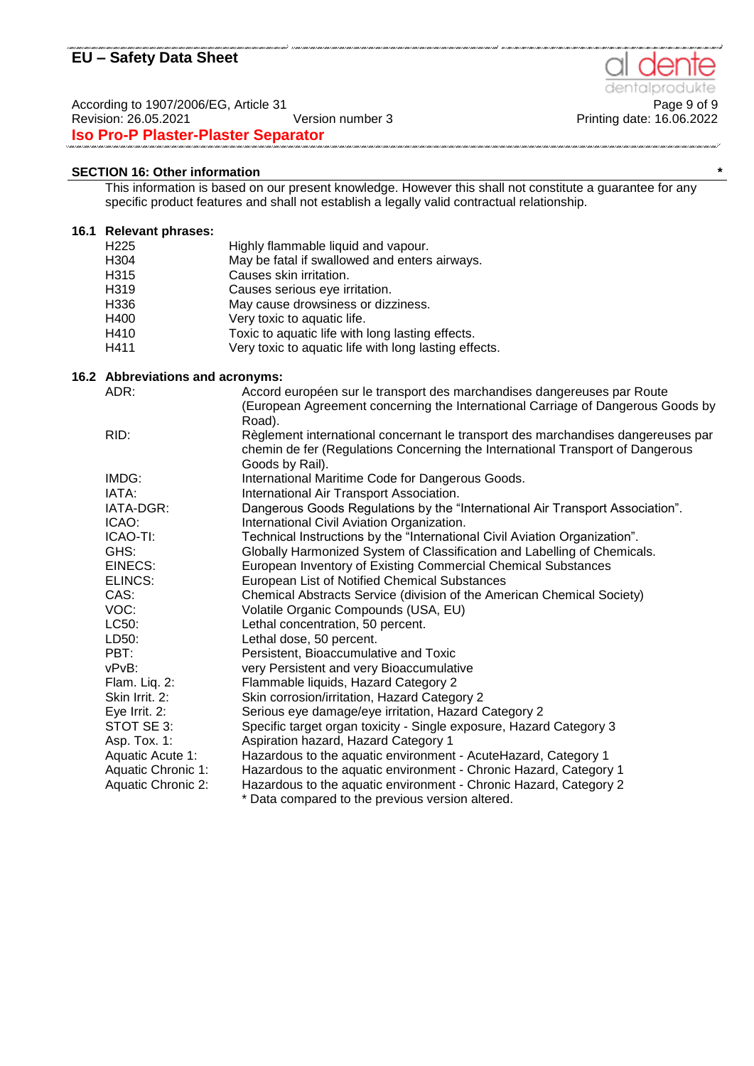## SECTION 16: Other information *

This information is based on our present knowledge. However this shall not constitute a guarantee for any specific product features and shall not establish a legally valid contractual relationship.

### 16.1 Relevant phrases:

| | |
|---|---|
| H225 | Highly flammable liquid and vapour. |
| H304 | May be fatal if swallowed and enters airways. |
| H315 | Causes skin irritation. |
| H319 | Causes serious eye irritation. |
| H336 | May cause drowsiness or dizziness. |
| H400 | Very toxic to aquatic life. |
| H410 | Toxic to aquatic life with long lasting effects. |
| H411 | Very toxic to aquatic life with long lasting effects. |

### 16.2 Abbreviations and acronyms:

| | |
|---|---|
| ADR: | Accord européen sur le transport des marchandises dangereuses par Route (European Agreement concerning the International Carriage of Dangerous Goods by Road). |
| RID: | Règlement international concernant le transport des marchandises dangereuses par chemin de fer (Regulations Concerning the International Transport of Dangerous Goods by Rail). |
| IMDG: | International Maritime Code for Dangerous Goods. |
| IATA: | International Air Transport Association. |
| IATA-DGR: | Dangerous Goods Regulations by the "International Air Transport Association". |
| ICAO: | International Civil Aviation Organization. |
| ICAO-TI: | Technical Instructions by the "International Civil Aviation Organization". |
| GHS: | Globally Harmonized System of Classification and Labelling of Chemicals. |
| EINECS: | European Inventory of Existing Commercial Chemical Substances |
| ELINCS: | European List of Notified Chemical Substances |
| CAS: | Chemical Abstracts Service (division of the American Chemical Society) |
| VOC: | Volatile Organic Compounds (USA, EU) |
| LC50: | Lethal concentration, 50 percent. |
| LD50: | Lethal dose, 50 percent. |
| PBT: | Persistent, Bioaccumulative and Toxic |
| vPvB: | very Persistent and very Bioaccumulative |
| Flam. Liq. 2: | Flammable liquids, Hazard Category 2 |
| Skin Irrit. 2: | Skin corrosion/irritation, Hazard Category 2 |
| Eye Irrit. 2: | Serious eye damage/eye irritation, Hazard Category 2 |
| STOT SE 3: | Specific target organ toxicity - Single exposure, Hazard Category 3 |
| Asp. Tox. 1: | Aspiration hazard, Hazard Category 1 |
| Aquatic Acute 1: | Hazardous to the aquatic environment - AcuteHazard, Category 1 |
| Aquatic Chronic 1: | Hazardous to the aquatic environment - Chronic Hazard, Category 1 |
| Aquatic Chronic 2: | Hazardous to the aquatic environment - Chronic Hazard, Category 2 |

* Data compared to the previous version altered.